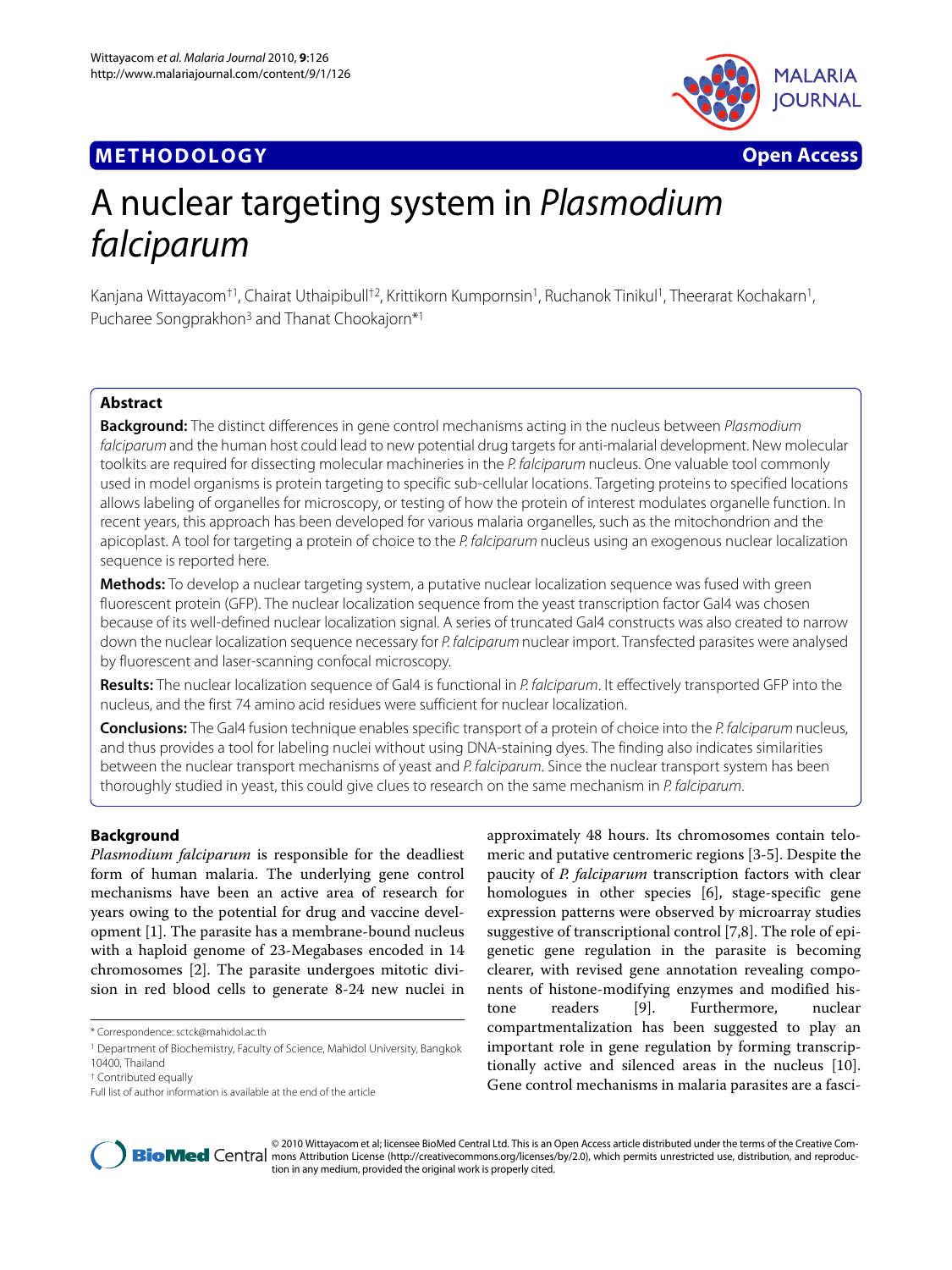**METHODOLOGY** **Open Access**

# A nuclear targeting system in *Plasmodium falciparum*

Kanjana Wittayacom[†1], Chairat Uthaipibull[†2], Krittikorn Kumpornsin[1], Ruchanok Tinikul[1], Theerarat Kochakarn[1], Pucharee Songprakhon[3] and Thanat Chookajorn*[1]

## Abstract

**Background:** The distinct differences in gene control mechanisms acting in the nucleus between *Plasmodium falciparum* and the human host could lead to new potential drug targets for anti-malarial development. New molecular toolkits are required for dissecting molecular machineries in the *P. falciparum* nucleus. One valuable tool commonly used in model organisms is protein targeting to specific sub-cellular locations. Targeting proteins to specified locations allows labeling of organelles for microscopy, or testing of how the protein of interest modulates organelle function. In recent years, this approach has been developed for various malaria organelles, such as the mitochondrion and the apicoplast. A tool for targeting a protein of choice to the *P. falciparum* nucleus using an exogenous nuclear localization sequence is reported here.

**Methods:** To develop a nuclear targeting system, a putative nuclear localization sequence was fused with green fluorescent protein (GFP). The nuclear localization sequence from the yeast transcription factor Gal4 was chosen because of its well-defined nuclear localization signal. A series of truncated Gal4 constructs was also created to narrow down the nuclear localization sequence necessary for *P. falciparum* nuclear import. Transfected parasites were analysed by fluorescent and laser-scanning confocal microscopy.

**Results:** The nuclear localization sequence of Gal4 is functional in *P. falciparum*. It effectively transported GFP into the nucleus, and the first 74 amino acid residues were sufficient for nuclear localization.

**Conclusions:** The Gal4 fusion technique enables specific transport of a protein of choice into the *P. falciparum* nucleus, and thus provides a tool for labeling nuclei without using DNA-staining dyes. The finding also indicates similarities between the nuclear transport mechanisms of yeast and *P. falciparum*. Since the nuclear transport system has been thoroughly studied in yeast, this could give clues to research on the same mechanism in *P. falciparum*.

## Background

*Plasmodium falciparum* is responsible for the deadliest form of human malaria. The underlying gene control mechanisms have been an active area of research for years owing to the potential for drug and vaccine development [1]. The parasite has a membrane-bound nucleus with a haploid genome of 23-Megabases encoded in 14 chromosomes [2]. The parasite undergoes mitotic division in red blood cells to generate 8-24 new nuclei in approximately 48 hours. Its chromosomes contain telomeric and putative centromeric regions [3-5]. Despite the paucity of *P. falciparum* transcription factors with clear homologues in other species [6], stage-specific gene expression patterns were observed by microarray studies suggestive of transcriptional control [7,8]. The role of epigenetic gene regulation in the parasite is becoming clearer, with revised gene annotation revealing components of histone-modifying enzymes and modified histone readers [9]. Furthermore, nuclear compartmentalization has been suggested to play an important role in gene regulation by forming transcriptionally active and silenced areas in the nucleus [10]. Gene control mechanisms in malaria parasites are a fasci-

\* Correspondence: sctck@mahidol.ac.th

[1] Department of Biochemistry, Faculty of Science, Mahidol University, Bangkok 10400, Thailand

† Contributed equally

Full list of author information is available at the end of the article

© 2010 Wittayacom et al; licensee BioMed Central Ltd. This is an Open Access article distributed under the terms of the Creative Commons Attribution License (http://creativecommons.org/licenses/by/2.0), which permits unrestricted use, distribution, and reproduction in any medium, provided the original work is properly cited.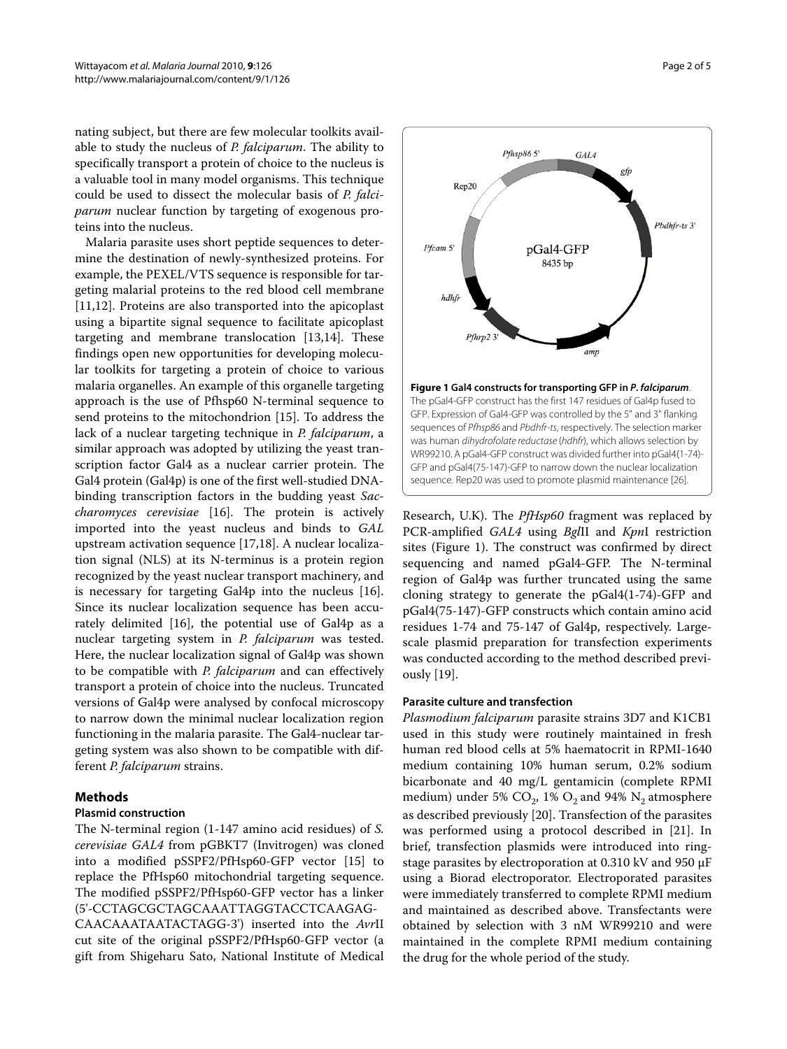nating subject, but there are few molecular toolkits available to study the nucleus of *P. falciparum*. The ability to specifically transport a protein of choice to the nucleus is a valuable tool in many model organisms. This technique could be used to dissect the molecular basis of *P. falciparum* nuclear function by targeting of exogenous proteins into the nucleus.

Malaria parasite uses short peptide sequences to determine the destination of newly-synthesized proteins. For example, the PEXEL/VTS sequence is responsible for targeting malarial proteins to the red blood cell membrane [11,12]. Proteins are also transported into the apicoplast using a bipartite signal sequence to facilitate apicoplast targeting and membrane translocation [13,14]. These findings open new opportunities for developing molecular toolkits for targeting a protein of choice to various malaria organelles. An example of this organelle targeting approach is the use of Pfhsp60 N-terminal sequence to send proteins to the mitochondrion [15]. To address the lack of a nuclear targeting technique in *P. falciparum*, a similar approach was adopted by utilizing the yeast transcription factor Gal4 as a nuclear carrier protein. The Gal4 protein (Gal4p) is one of the first well-studied DNA-binding transcription factors in the budding yeast *Saccharomyces cerevisiae* [16]. The protein is actively imported into the yeast nucleus and binds to *GAL* upstream activation sequence [17,18]. A nuclear localization signal (NLS) at its N-terminus is a protein region recognized by the yeast nuclear transport machinery, and is necessary for targeting Gal4p into the nucleus [16]. Since its nuclear localization sequence has been accurately delimited [16], the potential use of Gal4p as a nuclear targeting system in *P. falciparum* was tested. Here, the nuclear localization signal of Gal4p was shown to be compatible with *P. falciparum* and can effectively transport a protein of choice into the nucleus. Truncated versions of Gal4p were analysed by confocal microscopy to narrow down the minimal nuclear localization region functioning in the malaria parasite. The Gal4-nuclear targeting system was also shown to be compatible with different *P. falciparum* strains.

## Methods

### Plasmid construction

The N-terminal region (1-147 amino acid residues) of *S. cerevisiae GAL4* from pGBKT7 (Invitrogen) was cloned into a modified pSSPF2/PfHsp60-GFP vector [15] to replace the PfHsp60 mitochondrial targeting sequence. The modified pSSPF2/PfHsp60-GFP vector has a linker (5'-CCTAGCGCTAGCAAATTAGGTACCTCAAGAG-CAACAAATAATACTAGG-3') inserted into the *Avr*II cut site of the original pSSPF2/PfHsp60-GFP vector (a gift from Shigeharu Sato, National Institute of Medical Research, U.K). The *PfHsp60* fragment was replaced by PCR-amplified *GAL4* using *Bgl*II and *Kpn*I restriction sites (Figure 1). The construct was confirmed by direct sequencing and named pGal4-GFP. The N-terminal region of Gal4p was further truncated using the same cloning strategy to generate the pGal4(1-74)-GFP and pGal4(75-147)-GFP constructs which contain amino acid residues 1-74 and 75-147 of Gal4p, respectively. Large-scale plasmid preparation for transfection experiments was conducted according to the method described previously [19].

**Figure 1 Gal4 constructs for transporting GFP in *P. falciparum*.** The pGal4-GFP construct has the first 147 residues of Gal4p fused to GFP. Expression of Gal4-GFP was controlled by the 5" and 3" flanking sequences of *Pfhsp86* and *Pbdhfr-ts*, respectively. The selection marker was human *dihydrofolate reductase* (*hdhfr*), which allows selection by WR99210. A pGal4-GFP construct was divided further into pGal4(1-74)-GFP and pGal4(75-147)-GFP to narrow down the nuclear localization sequence. Rep20 was used to promote plasmid maintenance [26].

### Parasite culture and transfection

*Plasmodium falciparum* parasite strains 3D7 and K1CB1 used in this study were routinely maintained in fresh human red blood cells at 5% haematocrit in RPMI-1640 medium containing 10% human serum, 0.2% sodium bicarbonate and 40 mg/L gentamicin (complete RPMI medium) under 5% $CO_2$, 1% $O_2$ and 94% $N_2$ atmosphere as described previously [20]. Transfection of the parasites was performed using a protocol described in [21]. In brief, transfection plasmids were introduced into ring-stage parasites by electroporation at 0.310 kV and 950 μF using a Biorad electroporator. Electroporated parasites were immediately transferred to complete RPMI medium and maintained as described above. Transfectants were obtained by selection with 3 nM WR99210 and were maintained in the complete RPMI medium containing the drug for the whole period of the study.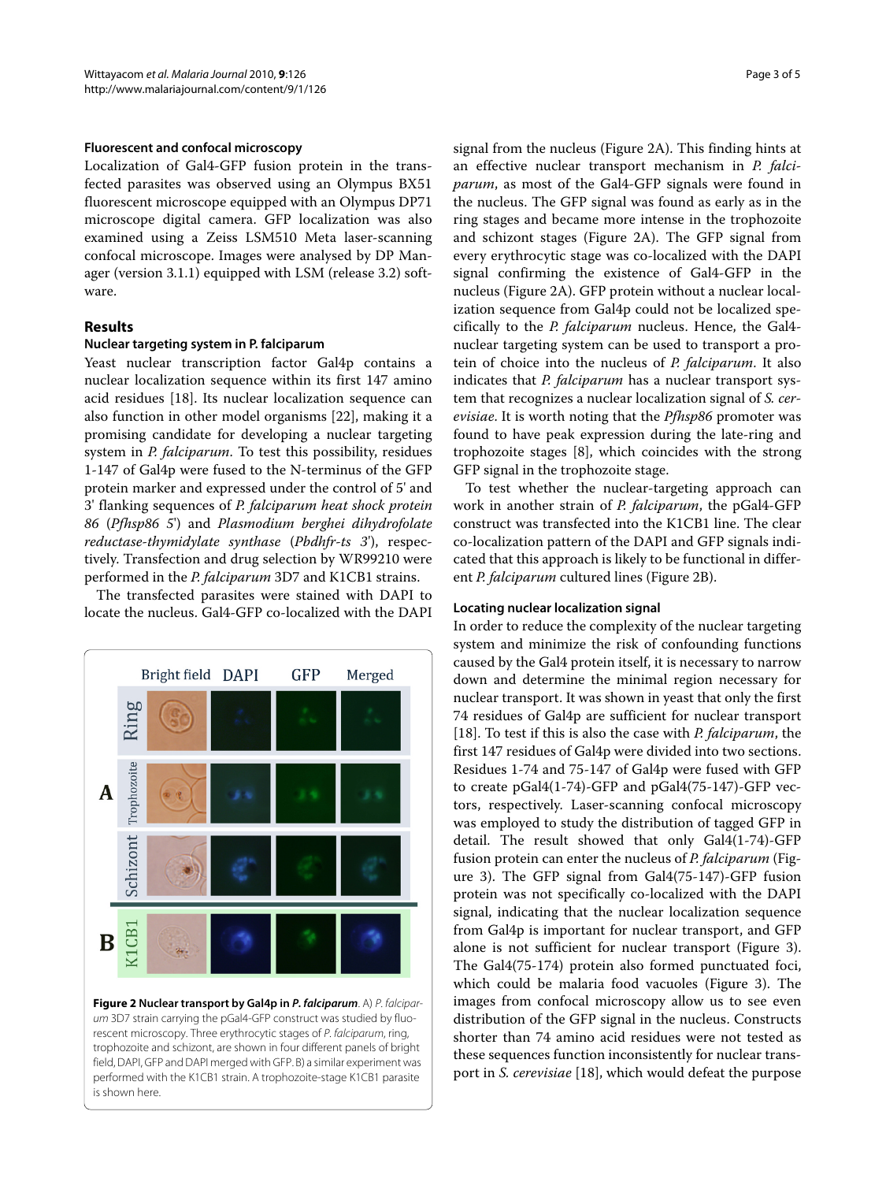### Fluorescent and confocal microscopy

Localization of Gal4-GFP fusion protein in the transfected parasites was observed using an Olympus BX51 fluorescent microscope equipped with an Olympus DP71 microscope digital camera. GFP localization was also examined using a Zeiss LSM510 Meta laser-scanning confocal microscope. Images were analysed by DP Manager (version 3.1.1) equipped with LSM (release 3.2) software.

## Results

### Nuclear targeting system in P. falciparum

Yeast nuclear transcription factor Gal4p contains a nuclear localization sequence within its first 147 amino acid residues [18]. Its nuclear localization sequence can also function in other model organisms [22], making it a promising candidate for developing a nuclear targeting system in *P. falciparum*. To test this possibility, residues 1-147 of Gal4p were fused to the N-terminus of the GFP protein marker and expressed under the control of 5' and 3' flanking sequences of *P. falciparum heat shock protein 86* (*Pfhsp86 5'*) and *Plasmodium berghei dihydrofolate reductase-thymidylate synthase* (*Pbdhfr-ts 3'*), respectively. Transfection and drug selection by WR99210 were performed in the *P. falciparum* 3D7 and K1CB1 strains.

The transfected parasites were stained with DAPI to locate the nucleus. Gal4-GFP co-localized with the DAPI signal from the nucleus (Figure 2A). This finding hints at an effective nuclear transport mechanism in *P. falciparum*, as most of the Gal4-GFP signals were found in the nucleus. The GFP signal was found as early as in the ring stages and became more intense in the trophozoite and schizont stages (Figure 2A). The GFP signal from every erythrocytic stage was co-localized with the DAPI signal confirming the existence of Gal4-GFP in the nucleus (Figure 2A). GFP protein without a nuclear localization sequence from Gal4p could not be localized specifically to the *P. falciparum* nucleus. Hence, the Gal4-nuclear targeting system can be used to transport a protein of choice into the nucleus of *P. falciparum*. It also indicates that *P. falciparum* has a nuclear transport system that recognizes a nuclear localization signal of *S. cerevisiae*. It is worth noting that the *Pfhsp86* promoter was found to have peak expression during the late-ring and trophozoite stages [8], which coincides with the strong GFP signal in the trophozoite stage.

To test whether the nuclear-targeting approach can work in another strain of *P. falciparum*, the pGal4-GFP construct was transfected into the K1CB1 line. The clear co-localization pattern of the DAPI and GFP signals indicated that this approach is likely to be functional in different *P. falciparum* cultured lines (Figure 2B).

**Figure 2 Nuclear transport by Gal4p in *P. falciparum*.** A) *P. falciparum* 3D7 strain carrying the pGal4-GFP construct was studied by fluorescent microscopy. Three erythrocytic stages of *P. falciparum*, ring, trophozoite and schizont, are shown in four different panels of bright field, DAPI, GFP and DAPI merged with GFP. B) a similar experiment was performed with the K1CB1 strain. A trophozoite-stage K1CB1 parasite is shown here.

### Locating nuclear localization signal

In order to reduce the complexity of the nuclear targeting system and minimize the risk of confounding functions caused by the Gal4 protein itself, it is necessary to narrow down and determine the minimal region necessary for nuclear transport. It was shown in yeast that only the first 74 residues of Gal4p are sufficient for nuclear transport [18]. To test if this is also the case with *P. falciparum*, the first 147 residues of Gal4p were divided into two sections. Residues 1-74 and 75-147 of Gal4p were fused with GFP to create pGal4(1-74)-GFP and pGal4(75-147)-GFP vectors, respectively. Laser-scanning confocal microscopy was employed to study the distribution of tagged GFP in detail. The result showed that only Gal4(1-74)-GFP fusion protein can enter the nucleus of *P. falciparum* (Figure 3). The GFP signal from Gal4(75-147)-GFP fusion protein was not specifically co-localized with the DAPI signal, indicating that the nuclear localization sequence from Gal4p is important for nuclear transport, and GFP alone is not sufficient for nuclear transport (Figure 3). The Gal4(75-174) protein also formed punctuated foci, which could be malaria food vacuoles (Figure 3). The images from confocal microscopy allow us to see even distribution of the GFP signal in the nucleus. Constructs shorter than 74 amino acid residues were not tested as these sequences function inconsistently for nuclear transport in *S. cerevisiae* [18], which would defeat the purpose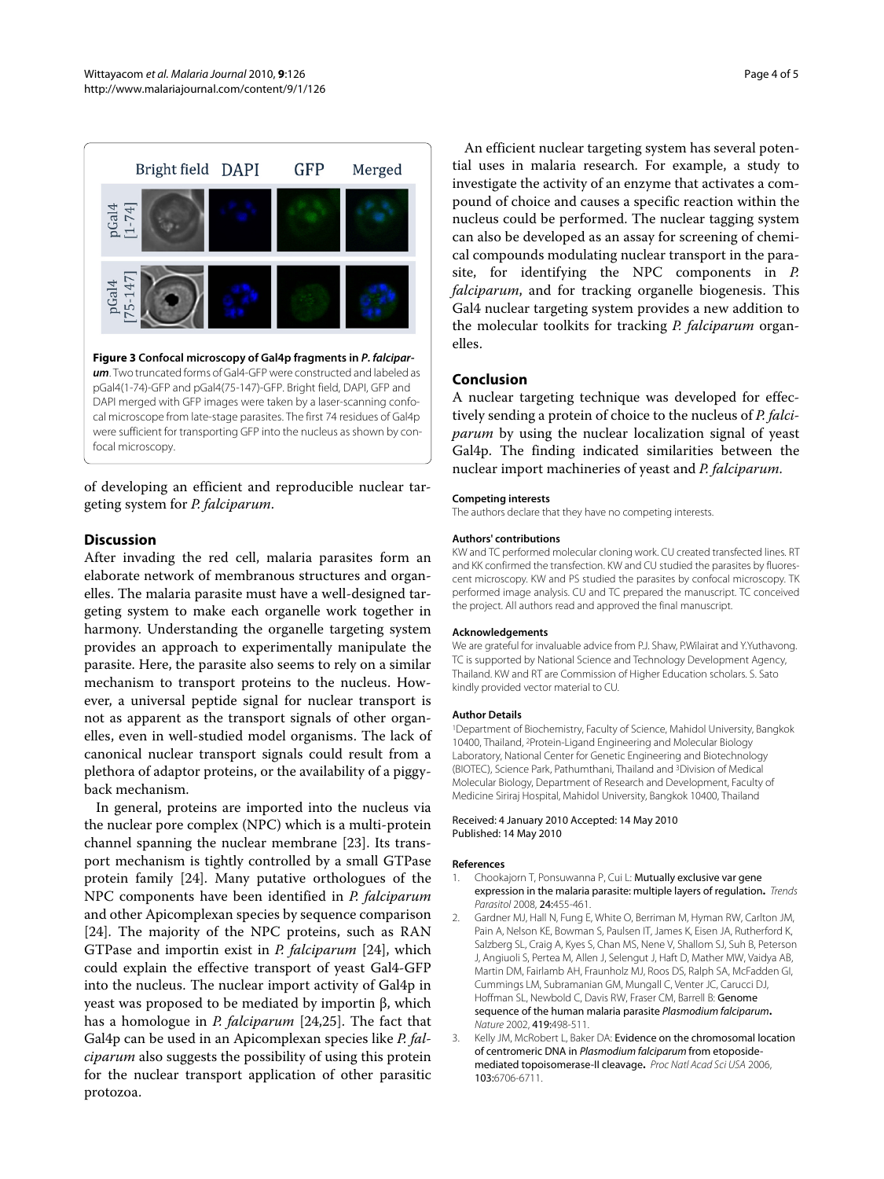**Figure 3 Confocal microscopy of Gal4p fragments in *P. falciparum***. Two truncated forms of Gal4-GFP were constructed and labeled as pGal4(1-74)-GFP and pGal4(75-147)-GFP. Bright field, DAPI, GFP and DAPI merged with GFP images were taken by a laser-scanning confocal microscope from late-stage parasites. The first 74 residues of Gal4p were sufficient for transporting GFP into the nucleus as shown by confocal microscopy.

of developing an efficient and reproducible nuclear targeting system for *P. falciparum*.

## Discussion

After invading the red cell, malaria parasites form an elaborate network of membranous structures and organelles. The malaria parasite must have a well-designed targeting system to make each organelle work together in harmony. Understanding the organelle targeting system provides an approach to experimentally manipulate the parasite. Here, the parasite also seems to rely on a similar mechanism to transport proteins to the nucleus. However, a universal peptide signal for nuclear transport is not as apparent as the transport signals of other organelles, even in well-studied model organisms. The lack of canonical nuclear transport signals could result from a plethora of adaptor proteins, or the availability of a piggyback mechanism.

In general, proteins are imported into the nucleus via the nuclear pore complex (NPC) which is a multi-protein channel spanning the nuclear membrane [23]. Its transport mechanism is tightly controlled by a small GTPase protein family [24]. Many putative orthologues of the NPC components have been identified in *P. falciparum* and other Apicomplexan species by sequence comparison [24]. The majority of the NPC proteins, such as RAN GTPase and importin exist in *P. falciparum* [24], which could explain the effective transport of yeast Gal4-GFP into the nucleus. The nuclear import activity of Gal4p in yeast was proposed to be mediated by importin β, which has a homologue in *P. falciparum* [24,25]. The fact that Gal4p can be used in an Apicomplexan species like *P. falciparum* also suggests the possibility of using this protein for the nuclear transport application of other parasitic protozoa.

An efficient nuclear targeting system has several potential uses in malaria research. For example, a study to investigate the activity of an enzyme that activates a compound of choice and causes a specific reaction within the nucleus could be performed. The nuclear tagging system can also be developed as an assay for screening of chemical compounds modulating nuclear transport in the parasite, for identifying the NPC components in *P. falciparum*, and for tracking organelle biogenesis. This Gal4 nuclear targeting system provides a new addition to the molecular toolkits for tracking *P. falciparum* organelles.

## Conclusion

A nuclear targeting technique was developed for effectively sending a protein of choice to the nucleus of *P. falciparum* by using the nuclear localization signal of yeast Gal4p. The finding indicated similarities between the nuclear import machineries of yeast and *P. falciparum*.

#### Competing interests

The authors declare that they have no competing interests.

#### Authors' contributions

KW and TC performed molecular cloning work. CU created transfected lines. RT and KK confirmed the transfection. KW and CU studied the parasites by fluorescent microscopy. KW and PS studied the parasites by confocal microscopy. TK performed image analysis. CU and TC prepared the manuscript. TC conceived the project. All authors read and approved the final manuscript.

#### Acknowledgements

We are grateful for invaluable advice from P.J. Shaw, P.Wilairat and Y.Yuthavong. TC is supported by National Science and Technology Development Agency, Thailand. KW and RT are Commission of Higher Education scholars. S. Sato kindly provided vector material to CU.

#### Author Details

[1]Department of Biochemistry, Faculty of Science, Mahidol University, Bangkok 10400, Thailand, [2]Protein-Ligand Engineering and Molecular Biology Laboratory, National Center for Genetic Engineering and Biotechnology (BIOTEC), Science Park, Pathumthani, Thailand and [3]Division of Medical Molecular Biology, Department of Research and Development, Faculty of Medicine Siriraj Hospital, Mahidol University, Bangkok 10400, Thailand

Received: 4 January 2010 Accepted: 14 May 2010
Published: 14 May 2010

#### References

1. Chookajorn T, Ponsuwanna P, Cui L: **Mutually exclusive var gene expression in the malaria parasite: multiple layers of regulation.** *Trends Parasitol* 2008, **24**:455-461.
2. Gardner MJ, Hall N, Fung E, White O, Berriman M, Hyman RW, Carlton JM, Pain A, Nelson KE, Bowman S, Paulsen IT, James K, Eisen JA, Rutherford K, Salzberg SL, Craig A, Kyes S, Chan MS, Nene V, Shallom SJ, Suh B, Peterson J, Angiuoli S, Pertea M, Allen J, Selengut J, Haft D, Mather MW, Vaidya AB, Martin DM, Fairlamb AH, Fraunholz MJ, Roos DS, Ralph SA, McFadden GI, Cummings LM, Subramanian GM, Mungall C, Venter JC, Carucci DJ, Hoffman SL, Newbold C, Davis RW, Fraser CM, Barrell B: **Genome sequence of the human malaria parasite *Plasmodium falciparum*.** *Nature* 2002, **419**:498-511.
3. Kelly JM, McRobert L, Baker DA: **Evidence on the chromosomal location of centromeric DNA in *Plasmodium falciparum* from etoposide-mediated topoisomerase-II cleavage.** *Proc Natl Acad Sci USA* 2006, **103**:6706-6711.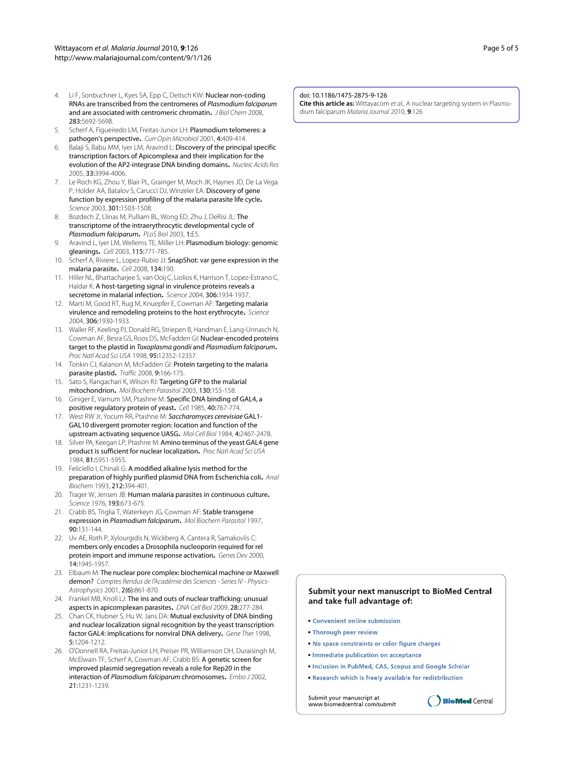4. Li F, Sonbuchner L, Kyes SA, Epp C, Deitsch KW: **Nuclear non-coding RNAs are transcribed from the centromeres of *Plasmodium falciparum* and are associated with centromeric chromatin.** *J Biol Chem* 2008, **283**:5692-5698.
5. Scherf A, Figueiredo LM, Freitas-Junior LH: **Plasmodium telomeres: a pathogen's perspective.** *Curr Opin Microbiol* 2001, **4**:409-414.
6. Balaji S, Babu MM, Iyer LM, Aravind L: **Discovery of the principal specific transcription factors of Apicomplexa and their implication for the evolution of the AP2-integrase DNA binding domains.** *Nucleic Acids Res* 2005, **33**:3994-4006.
7. Le Roch KG, Zhou Y, Blair PL, Grainger M, Moch JK, Haynes JD, De La Vega P, Holder AA, Batalov S, Carucci DJ, Winzeler EA: **Discovery of gene function by expression profiling of the malaria parasite life cycle.** *Science* 2003, **301**:1503-1508.
8. Bozdech Z, Llinas M, Pulliam BL, Wong ED, Zhu J, DeRisi JL: **The transcriptome of the intraerythrocytic developmental cycle of *Plasmodium falciparum*.** *PLoS Biol* 2003, **1**:E5.
9. Aravind L, Iyer LM, Wellems TE, Miller LH: **Plasmodium biology: genomic gleanings.** *Cell* 2003, **115**:771-785.
10. Scherf A, Riviere L, Lopez-Rubio JJ: **SnapShot: var gene expression in the malaria parasite.** *Cell* 2008, **134**:190.
11. Hiller NL, Bhattacharjee S, van Ooij C, Liolios K, Harrison T, Lopez-Estrano C, Haldar K: **A host-targeting signal in virulence proteins reveals a secretome in malarial infection.** *Science* 2004, **306**:1934-1937.
12. Marti M, Good RT, Rug M, Knuepfer E, Cowman AF: **Targeting malaria virulence and remodeling proteins to the host erythrocyte.** *Science* 2004, **306**:1930-1933.
13. Waller RF, Keeling PJ, Donald RG, Striepen B, Handman E, Lang-Unnasch N, Cowman AF, Besra GS, Roos DS, McFadden GI: **Nuclear-encoded proteins target to the plastid in *Toxoplasma gondii* and *Plasmodium falciparum*.** *Proc Natl Acad Sci USA* 1998, **95**:12352-12357.
14. Tonkin CJ, Kalanon M, McFadden GI: **Protein targeting to the malaria parasite plastid.** *Traffic* 2008, **9**:166-175.
15. Sato S, Rangachari K, Wilson RJ: **Targeting GFP to the malarial mitochondrion.** *Mol Biochem Parasitol* 2003, **130**:155-158.
16. Giniger E, Varnum SM, Ptashne M: **Specific DNA binding of GAL4, a positive regulatory protein of yeast.** *Cell* 1985, **40**:767-774.
17. West RW Jr, Yocum RR, Ptashne M: ***Saccharomyces cerevisiae* GAL1-GAL10 divergent promoter region: location and function of the upstream activating sequence UASG.** *Mol Cell Biol* 1984, **4**:2467-2478.
18. Silver PA, Keegan LP, Ptashne M: **Amino terminus of the yeast GAL4 gene product is sufficient for nuclear localization.** *Proc Natl Acad Sci USA* 1984, **81**:5951-5955.
19. Feliciello I, Chinali G: **A modified alkaline lysis method for the preparation of highly purified plasmid DNA from Escherichia coli.** *Anal Biochem* 1993, **212**:394-401.
20. Trager W, Jensen JB: **Human malaria parasites in continuous culture.** *Science* 1976, **193**:673-675.
21. Crabb BS, Triglia T, Waterkeyn JG, Cowman AF: **Stable transgene expression in *Plasmodium falciparum*.** *Mol Biochem Parasitol* 1997, **90**:131-144.
22. Uv AE, Roth P, Xylourgidis N, Wickberg A, Cantera R, Samakovlis C: **members only encodes a Drosophila nucleoporin required for rel protein import and immune response activation.** *Genes Dev* 2000, **14**:1945-1957.
23. Elbaum M: **The nuclear pore complex: biochemical machine or Maxwell demon?** *Comptes Rendus de l'Académie des Sciences - Series IV - Physics-Astrophysics* 2001, **2(6)**:861-870.
24. Frankel MB, Knoll LJ: **The ins and outs of nuclear trafficking: unusual aspects in apicomplexan parasites.** *DNA Cell Biol* 2009, **28**:277-284.
25. Chan CK, Hubner S, Hu W, Jans DA: **Mutual exclusivity of DNA binding and nuclear localization signal recognition by the yeast transcription factor GAL4: implications for nonviral DNA delivery.** *Gene Ther* 1998, **5**:1204-1212.
26. O'Donnell RA, Freitas-Junior LH, Preiser PR, Williamson DH, Duraisingh M, McElwain TF, Scherf A, Cowman AF, Crabb BS: **A genetic screen for improved plasmid segregation reveals a role for Rep20 in the interaction of *Plasmodium falciparum* chromosomes.** *Embo J* 2002, **21**:1231-1239.

doi: 10.1186/1475-2875-9-126

**Cite this article as:** Wittayacom *et al.*, A nuclear targeting system in Plasmodium falciparum *Malaria Journal* 2010, **9**:126

**Submit your next manuscript to BioMed Central and take full advantage of:**

- Convenient online submission
- Thorough peer review
- No space constraints or color figure charges
- Immediate publication on acceptance
- Inclusion in PubMed, CAS, Scopus and Google Scholar
- Research which is freely available for redistribution

Submit your manuscript at www.biomedcentral.com/submit

BioMed Central